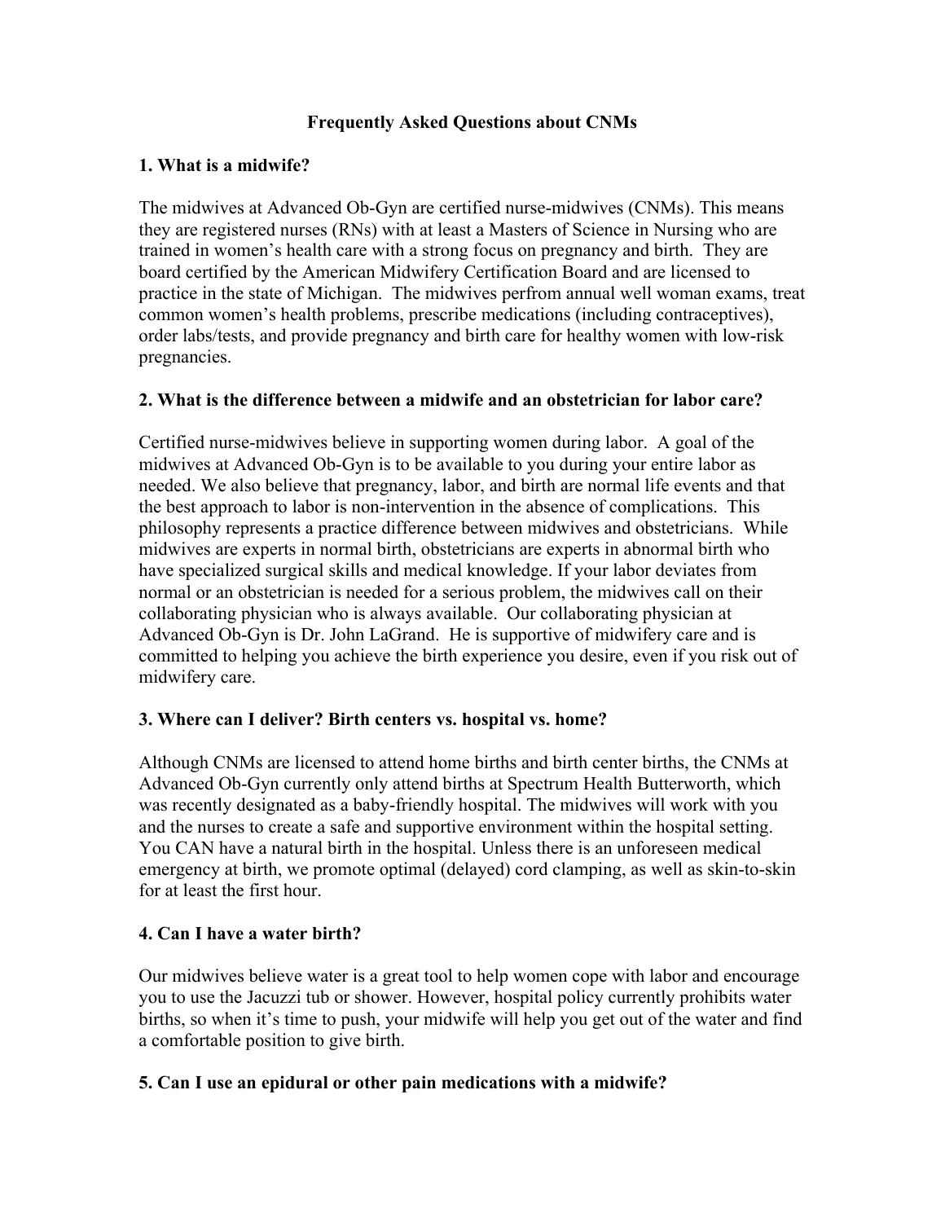# Frequently Asked Questions about CNMs

## 1. What is a midwife?

The midwives at Advanced Ob-Gyn are certified nurse-midwives (CNMs). This means they are registered nurses (RNs) with at least a Masters of Science in Nursing who are trained in women's health care with a strong focus on pregnancy and birth. They are board certified by the American Midwifery Certification Board and are licensed to practice in the state of Michigan. The midwives perfrom annual well woman exams, treat common women's health problems, prescribe medications (including contraceptives), order labs/tests, and provide pregnancy and birth care for healthy women with low-risk pregnancies.

## 2. What is the difference between a midwife and an obstetrician for labor care?

Certified nurse-midwives believe in supporting women during labor. A goal of the midwives at Advanced Ob-Gyn is to be available to you during your entire labor as needed. We also believe that pregnancy, labor, and birth are normal life events and that the best approach to labor is non-intervention in the absence of complications. This philosophy represents a practice difference between midwives and obstetricians. While midwives are experts in normal birth, obstetricians are experts in abnormal birth who have specialized surgical skills and medical knowledge. If your labor deviates from normal or an obstetrician is needed for a serious problem, the midwives call on their collaborating physician who is always available. Our collaborating physician at Advanced Ob-Gyn is Dr. John LaGrand. He is supportive of midwifery care and is committed to helping you achieve the birth experience you desire, even if you risk out of midwifery care.

## 3. Where can I deliver? Birth centers vs. hospital vs. home?

Although CNMs are licensed to attend home births and birth center births, the CNMs at Advanced Ob-Gyn currently only attend births at Spectrum Health Butterworth, which was recently designated as a baby-friendly hospital. The midwives will work with you and the nurses to create a safe and supportive environment within the hospital setting. You CAN have a natural birth in the hospital. Unless there is an unforeseen medical emergency at birth, we promote optimal (delayed) cord clamping, as well as skin-to-skin for at least the first hour.

## 4. Can I have a water birth?

Our midwives believe water is a great tool to help women cope with labor and encourage you to use the Jacuzzi tub or shower. However, hospital policy currently prohibits water births, so when it's time to push, your midwife will help you get out of the water and find a comfortable position to give birth.

## 5. Can I use an epidural or other pain medications with a midwife?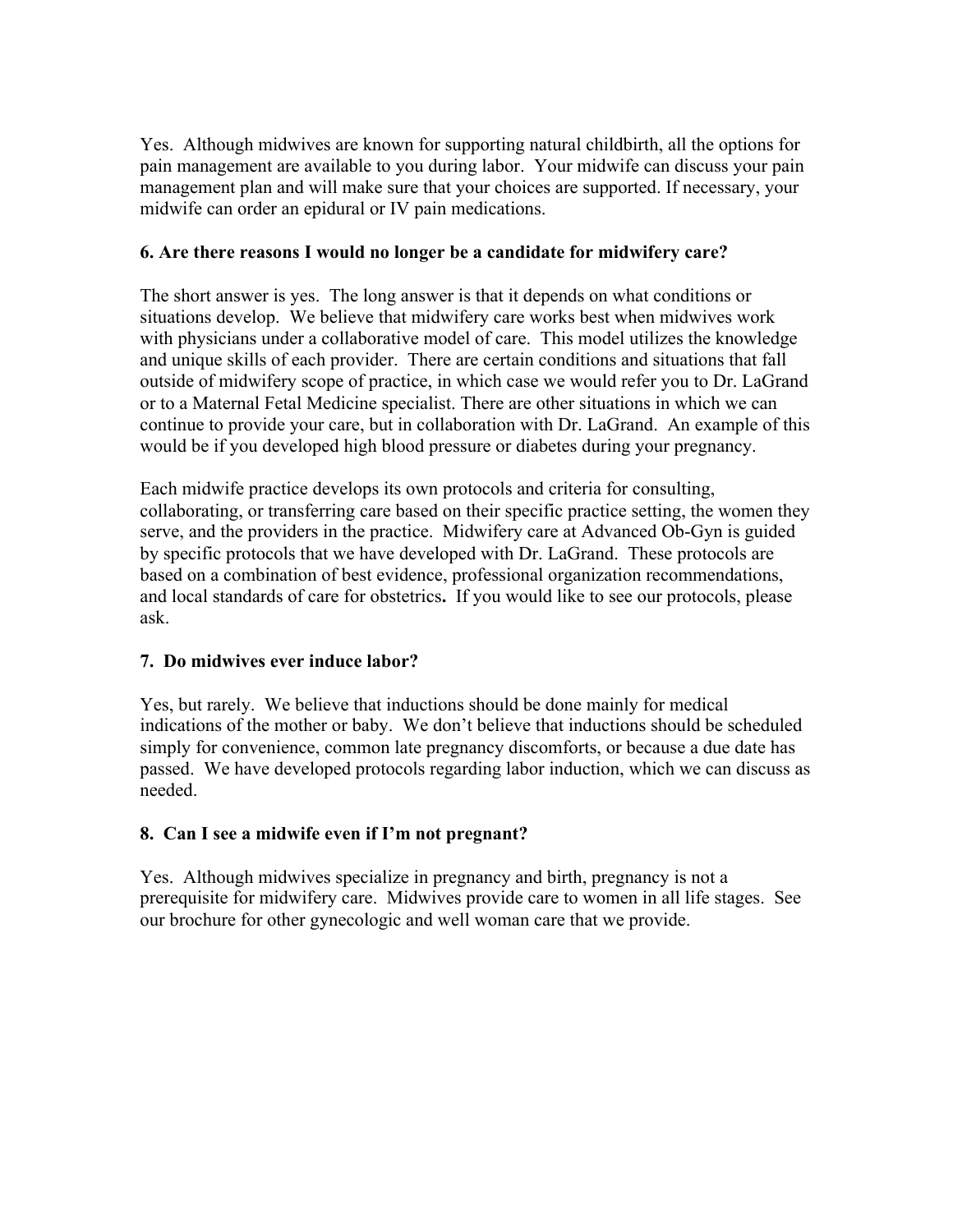Yes. Although midwives are known for supporting natural childbirth, all the options for pain management are available to you during labor. Your midwife can discuss your pain management plan and will make sure that your choices are supported. If necessary, your midwife can order an epidural or IV pain medications.

**6. Are there reasons I would no longer be a candidate for midwifery care?**

The short answer is yes. The long answer is that it depends on what conditions or situations develop. We believe that midwifery care works best when midwives work with physicians under a collaborative model of care. This model utilizes the knowledge and unique skills of each provider. There are certain conditions and situations that fall outside of midwifery scope of practice, in which case we would refer you to Dr. LaGrand or to a Maternal Fetal Medicine specialist. There are other situations in which we can continue to provide your care, but in collaboration with Dr. LaGrand. An example of this would be if you developed high blood pressure or diabetes during your pregnancy.

Each midwife practice develops its own protocols and criteria for consulting, collaborating, or transferring care based on their specific practice setting, the women they serve, and the providers in the practice. Midwifery care at Advanced Ob-Gyn is guided by specific protocols that we have developed with Dr. LaGrand. These protocols are based on a combination of best evidence, professional organization recommendations, and local standards of care for obstetrics**.** If you would like to see our protocols, please ask.

**7. Do midwives ever induce labor?**

Yes, but rarely. We believe that inductions should be done mainly for medical indications of the mother or baby. We don't believe that inductions should be scheduled simply for convenience, common late pregnancy discomforts, or because a due date has passed. We have developed protocols regarding labor induction, which we can discuss as needed.

**8. Can I see a midwife even if I'm not pregnant?**

Yes. Although midwives specialize in pregnancy and birth, pregnancy is not a prerequisite for midwifery care. Midwives provide care to women in all life stages. See our brochure for other gynecologic and well woman care that we provide.